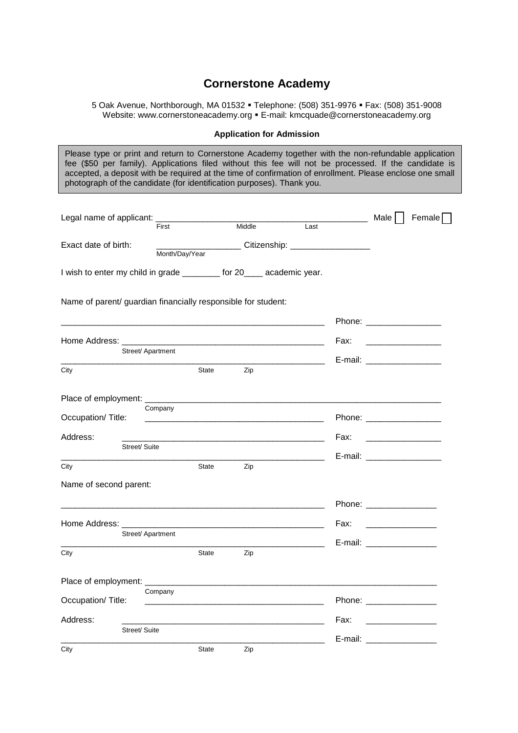# Cornerstone Academy

5 Oak Avenue, Northborough, MA 01532 ▪ Telephone: (508) 351-9976 ▪ Fax: (508) 351-9008
Website: www.cornerstoneacademy.org ▪ E-mail: kmcquade@cornerstoneacademy.org

**Application for Admission**

Please type or print and return to Cornerstone Academy together with the non-refundable application fee ($50 per family). Applications filed without this fee will not be processed. If the candidate is accepted, a deposit with be required at the time of confirmation of enrollment. Please enclose one small photograph of the candidate (for identification purposes). Thank you.

Legal name of applicant: _____________________________________________ Male ☐ Female ☐
First Middle Last

Exact date of birth: __________________ Citizenship: _________________
Month/Day/Year

I wish to enter my child in grade ________ for 20____ academic year.

Name of parent/ guardian financially responsible for student:

_________________________________________________________ Phone: ________________

Home Address: ___________________________________________ Fax: ________________
Street/ Apartment

_________________________________________________________ E-mail: ________________
City State Zip

Place of employment: _____________________________________________________________
Company

Occupation/ Title: ______________________________________ Phone: ________________

Address: ____________________________________________ Fax: ________________
Street/ Suite

_________________________________________________________ E-mail: ________________
City State Zip

Name of second parent:

_________________________________________________________ Phone: _______________

Home Address: ___________________________________________ Fax: _______________
Street/ Apartment

_________________________________________________________ E-mail: _______________
City State Zip

Place of employment: _____________________________________________________________
Company

Occupation/ Title: ______________________________________ Phone: _______________

Address: ____________________________________________ Fax: _______________
Street/ Suite

_________________________________________________________ E-mail: _______________
City State Zip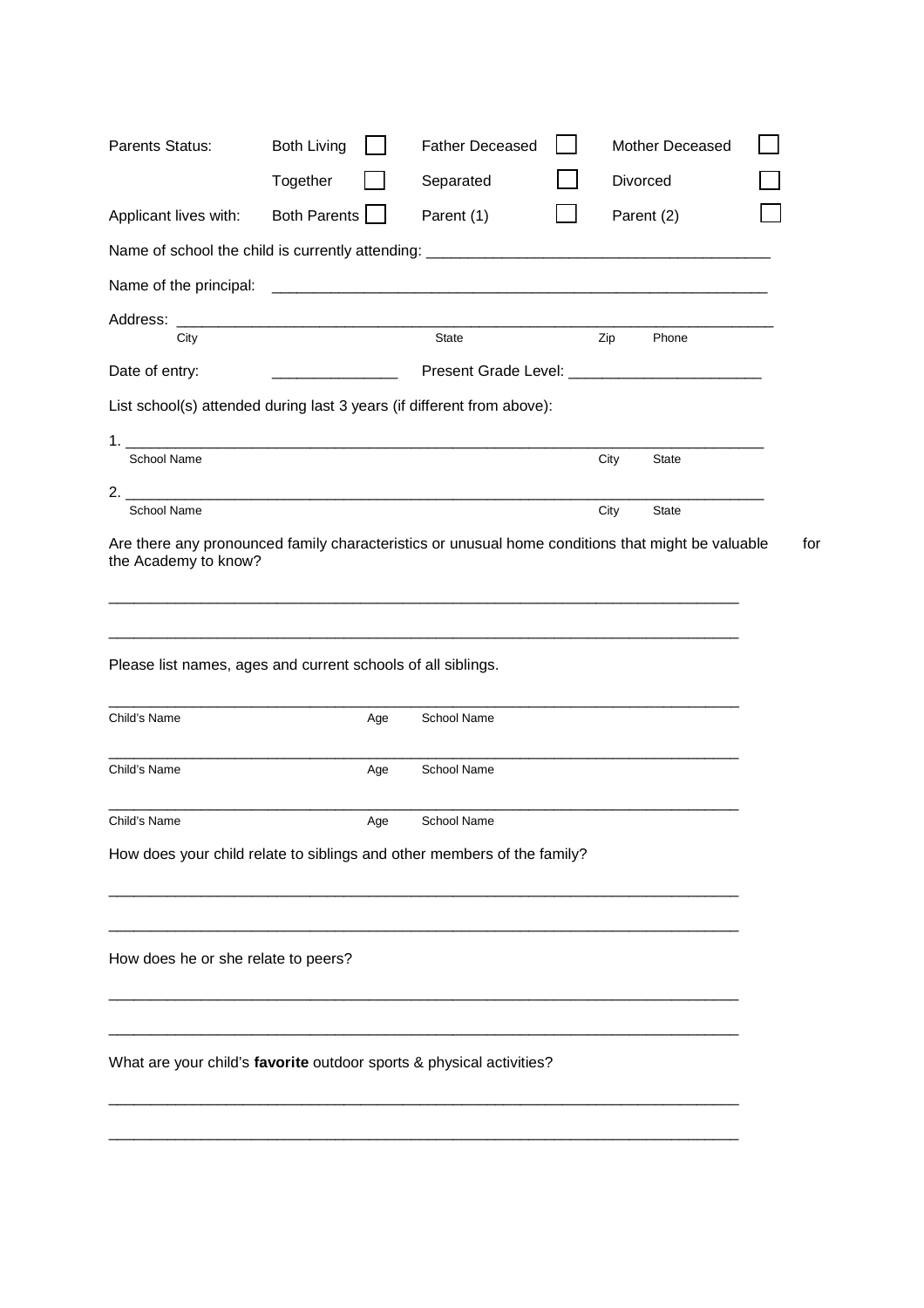| Parents Status: | Both Living ☐ | Father Deceased ☐ | Mother Deceased ☐ |
|---|---|---|---|
| | Together ☐ | Separated ☐ | Divorced ☐ |
| Applicant lives with: | Both Parents ☐ | Parent (1) ☐ | Parent (2) ☐ |

Name of school the child is currently attending: ________________________________________

Name of the principal: ____________________________________________________________

Address: ________________________________________________________________________
City State Zip Phone

Date of entry: _______________ Present Grade Level: _______________________

List school(s) attended during last 3 years (if different from above):

1. ________________________________________________________________________________
School Name City State

2. ________________________________________________________________________________
School Name City State

Are there any pronounced family characteristics or unusual home conditions that might be valuable for the Academy to know?

_____________________________________________________________________________

_____________________________________________________________________________

Please list names, ages and current schools of all siblings.

_____________________________________________________________________________
Child's Name Age School Name

_____________________________________________________________________________
Child's Name Age School Name

_____________________________________________________________________________
Child's Name Age School Name

How does your child relate to siblings and other members of the family?

_____________________________________________________________________________

_____________________________________________________________________________

How does he or she relate to peers?

_____________________________________________________________________________

_____________________________________________________________________________

What are your child's **favorite** outdoor sports & physical activities?

_____________________________________________________________________________

_____________________________________________________________________________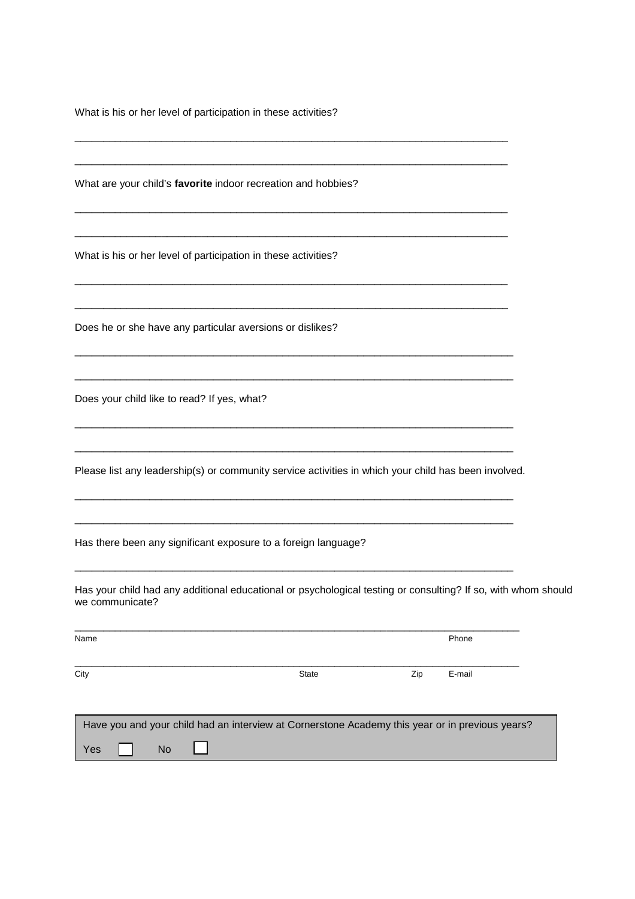What is his or her level of participation in these activities?

\_\_\_\_\_\_\_\_\_\_\_\_\_\_\_\_\_\_\_\_\_\_\_\_\_\_\_\_\_\_\_\_\_\_\_\_\_\_\_\_\_\_\_\_\_\_\_\_\_\_\_\_\_\_\_\_\_\_\_\_\_\_\_\_\_\_\_\_\_\_\_\_\_\_

\_\_\_\_\_\_\_\_\_\_\_\_\_\_\_\_\_\_\_\_\_\_\_\_\_\_\_\_\_\_\_\_\_\_\_\_\_\_\_\_\_\_\_\_\_\_\_\_\_\_\_\_\_\_\_\_\_\_\_\_\_\_\_\_\_\_\_\_\_\_\_\_\_\_

What are your child's **favorite** indoor recreation and hobbies?

\_\_\_\_\_\_\_\_\_\_\_\_\_\_\_\_\_\_\_\_\_\_\_\_\_\_\_\_\_\_\_\_\_\_\_\_\_\_\_\_\_\_\_\_\_\_\_\_\_\_\_\_\_\_\_\_\_\_\_\_\_\_\_\_\_\_\_\_\_\_\_\_\_\_

\_\_\_\_\_\_\_\_\_\_\_\_\_\_\_\_\_\_\_\_\_\_\_\_\_\_\_\_\_\_\_\_\_\_\_\_\_\_\_\_\_\_\_\_\_\_\_\_\_\_\_\_\_\_\_\_\_\_\_\_\_\_\_\_\_\_\_\_\_\_\_\_\_\_

What is his or her level of participation in these activities?

\_\_\_\_\_\_\_\_\_\_\_\_\_\_\_\_\_\_\_\_\_\_\_\_\_\_\_\_\_\_\_\_\_\_\_\_\_\_\_\_\_\_\_\_\_\_\_\_\_\_\_\_\_\_\_\_\_\_\_\_\_\_\_\_\_\_\_\_\_\_\_\_\_\_

\_\_\_\_\_\_\_\_\_\_\_\_\_\_\_\_\_\_\_\_\_\_\_\_\_\_\_\_\_\_\_\_\_\_\_\_\_\_\_\_\_\_\_\_\_\_\_\_\_\_\_\_\_\_\_\_\_\_\_\_\_\_\_\_\_\_\_\_\_\_\_\_\_\_

Does he or she have any particular aversions or dislikes?

\_\_\_\_\_\_\_\_\_\_\_\_\_\_\_\_\_\_\_\_\_\_\_\_\_\_\_\_\_\_\_\_\_\_\_\_\_\_\_\_\_\_\_\_\_\_\_\_\_\_\_\_\_\_\_\_\_\_\_\_\_\_\_\_\_\_\_\_\_\_\_\_\_\_

\_\_\_\_\_\_\_\_\_\_\_\_\_\_\_\_\_\_\_\_\_\_\_\_\_\_\_\_\_\_\_\_\_\_\_\_\_\_\_\_\_\_\_\_\_\_\_\_\_\_\_\_\_\_\_\_\_\_\_\_\_\_\_\_\_\_\_\_\_\_\_\_\_\_

Does your child like to read? If yes, what?

\_\_\_\_\_\_\_\_\_\_\_\_\_\_\_\_\_\_\_\_\_\_\_\_\_\_\_\_\_\_\_\_\_\_\_\_\_\_\_\_\_\_\_\_\_\_\_\_\_\_\_\_\_\_\_\_\_\_\_\_\_\_\_\_\_\_\_\_\_\_\_\_\_\_

\_\_\_\_\_\_\_\_\_\_\_\_\_\_\_\_\_\_\_\_\_\_\_\_\_\_\_\_\_\_\_\_\_\_\_\_\_\_\_\_\_\_\_\_\_\_\_\_\_\_\_\_\_\_\_\_\_\_\_\_\_\_\_\_\_\_\_\_\_\_\_\_\_\_

Please list any leadership(s) or community service activities in which your child has been involved.

\_\_\_\_\_\_\_\_\_\_\_\_\_\_\_\_\_\_\_\_\_\_\_\_\_\_\_\_\_\_\_\_\_\_\_\_\_\_\_\_\_\_\_\_\_\_\_\_\_\_\_\_\_\_\_\_\_\_\_\_\_\_\_\_\_\_\_\_\_\_\_\_\_\_

\_\_\_\_\_\_\_\_\_\_\_\_\_\_\_\_\_\_\_\_\_\_\_\_\_\_\_\_\_\_\_\_\_\_\_\_\_\_\_\_\_\_\_\_\_\_\_\_\_\_\_\_\_\_\_\_\_\_\_\_\_\_\_\_\_\_\_\_\_\_\_\_\_\_

Has there been any significant exposure to a foreign language?

\_\_\_\_\_\_\_\_\_\_\_\_\_\_\_\_\_\_\_\_\_\_\_\_\_\_\_\_\_\_\_\_\_\_\_\_\_\_\_\_\_\_\_\_\_\_\_\_\_\_\_\_\_\_\_\_\_\_\_\_\_\_\_\_\_\_\_\_\_\_\_\_\_\_

Has your child had any additional educational or psychological testing or consulting? If so, with whom should we communicate?

\_\_\_\_\_\_\_\_\_\_\_\_\_\_\_\_\_\_\_\_\_\_\_\_\_\_\_\_\_\_\_\_\_\_\_\_\_\_\_\_\_\_\_\_\_\_\_\_\_\_\_\_\_\_\_\_\_\_\_\_\_\_\_\_\_\_\_\_\_\_\_\_\_\_

Name Phone

\_\_\_\_\_\_\_\_\_\_\_\_\_\_\_\_\_\_\_\_\_\_\_\_\_\_\_\_\_\_\_\_\_\_\_\_\_\_\_\_\_\_\_\_\_\_\_\_\_\_\_\_\_\_\_\_\_\_\_\_\_\_\_\_\_\_\_\_\_\_\_\_\_\_

City State Zip E-mail

Have you and your child had an interview at Cornerstone Academy this year or in previous years?

Yes ☐ No ☐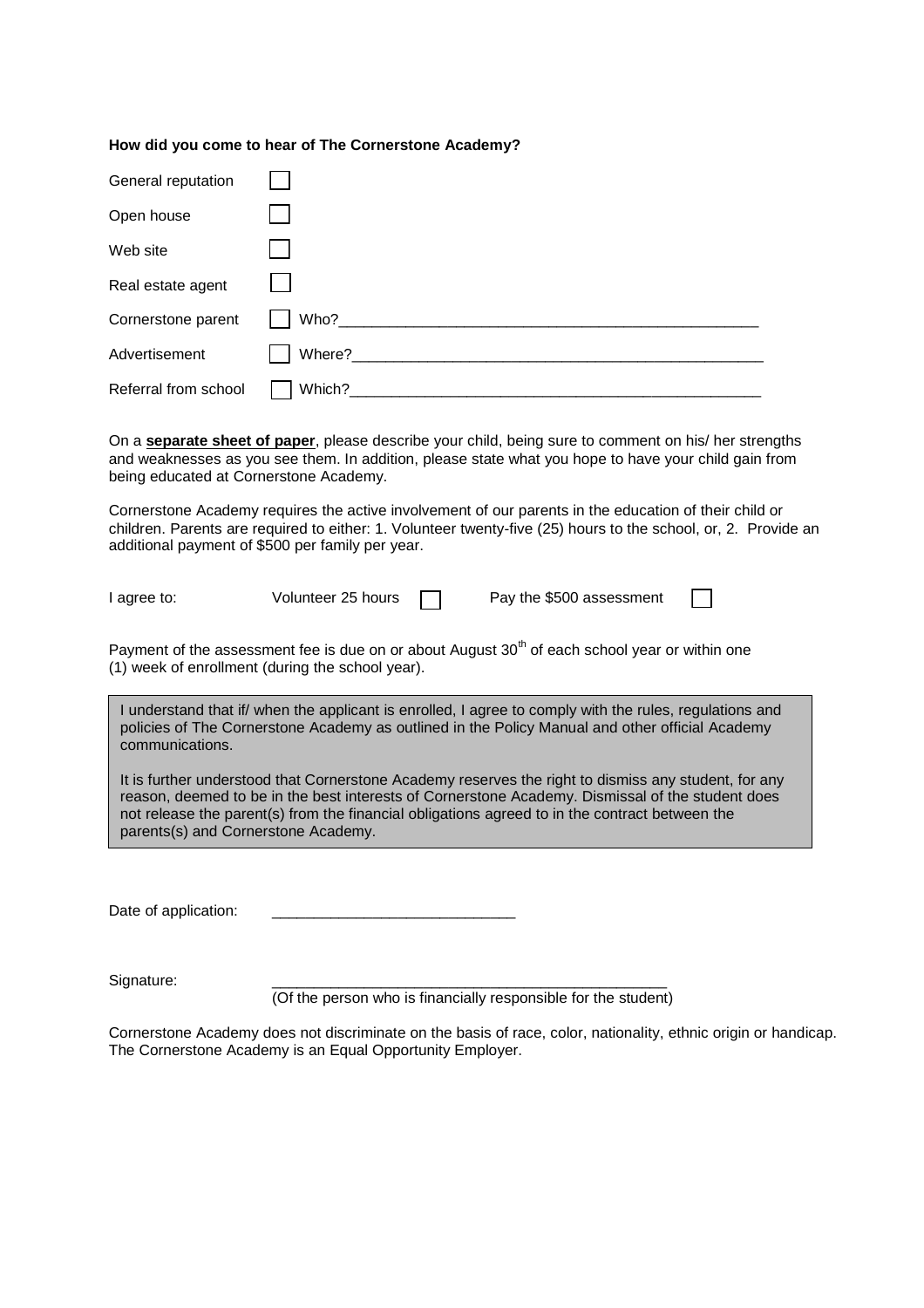**How did you come to hear of The Cornerstone Academy?**

- General reputation ☐
- Open house ☐
- Web site ☐
- Real estate agent ☐
- Cornerstone parent ☐ Who?_______________________________________________
- Advertisement ☐ Where?_______________________________________________
- Referral from school ☐ Which?_______________________________________________

On a **separate sheet of paper**, please describe your child, being sure to comment on his/ her strengths and weaknesses as you see them. In addition, please state what you hope to have your child gain from being educated at Cornerstone Academy.

Cornerstone Academy requires the active involvement of our parents in the education of their child or children. Parents are required to either: 1. Volunteer twenty-five (25) hours to the school, or, 2. Provide an additional payment of $500 per family per year.

I agree to: Volunteer 25 hours ☐ Pay the $500 assessment ☐

Payment of the assessment fee is due on or about August 30th of each school year or within one (1) week of enrollment (during the school year).

I understand that if/ when the applicant is enrolled, I agree to comply with the rules, regulations and policies of The Cornerstone Academy as outlined in the Policy Manual and other official Academy communications.

It is further understood that Cornerstone Academy reserves the right to dismiss any student, for any reason, deemed to be in the best interests of Cornerstone Academy. Dismissal of the student does not release the parent(s) from the financial obligations agreed to in the contract between the parents(s) and Cornerstone Academy.

Date of application: ______________________________

Signature: _______________________________________________
(Of the person who is financially responsible for the student)

Cornerstone Academy does not discriminate on the basis of race, color, nationality, ethnic origin or handicap. The Cornerstone Academy is an Equal Opportunity Employer.